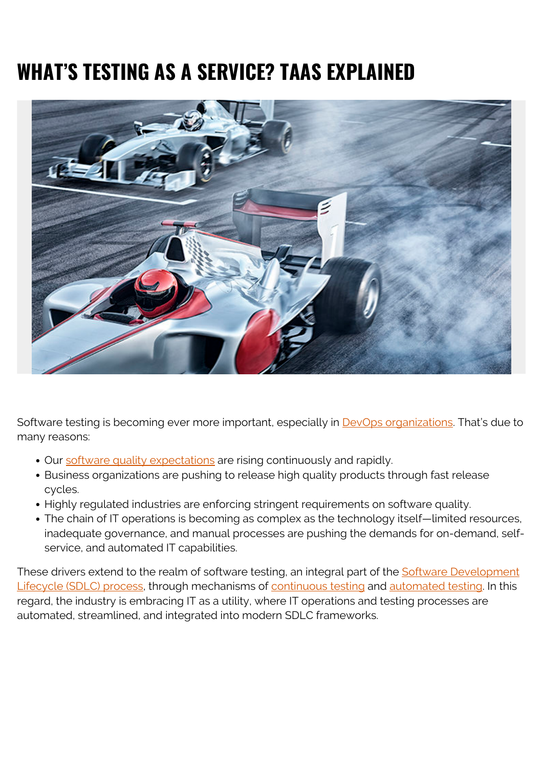# WHAT'S TESTING AS A SERVICE? TAAS EXPLAINED

Software testing is becoming ever more important, especially in DevOps organizations. That's due to many reasons:

- Our software quality expectations are rising continuously and rapidly.
- Business organizations are pushing to release high quality products through fast release cycles.
- Highly regulated industries are enforcing stringent requirements on software quality.
- The chain of IT operations is becoming as complex as the technology itself—limited resources, inadequate governance, and manual processes are pushing the demands for on-demand, self-service, and automated IT capabilities.

These drivers extend to the realm of software testing, an integral part of the Software Development Lifecycle (SDLC) process, through mechanisms of continuous testing and automated testing. In this regard, the industry is embracing IT as a utility, where IT operations and testing processes are automated, streamlined, and integrated into modern SDLC frameworks.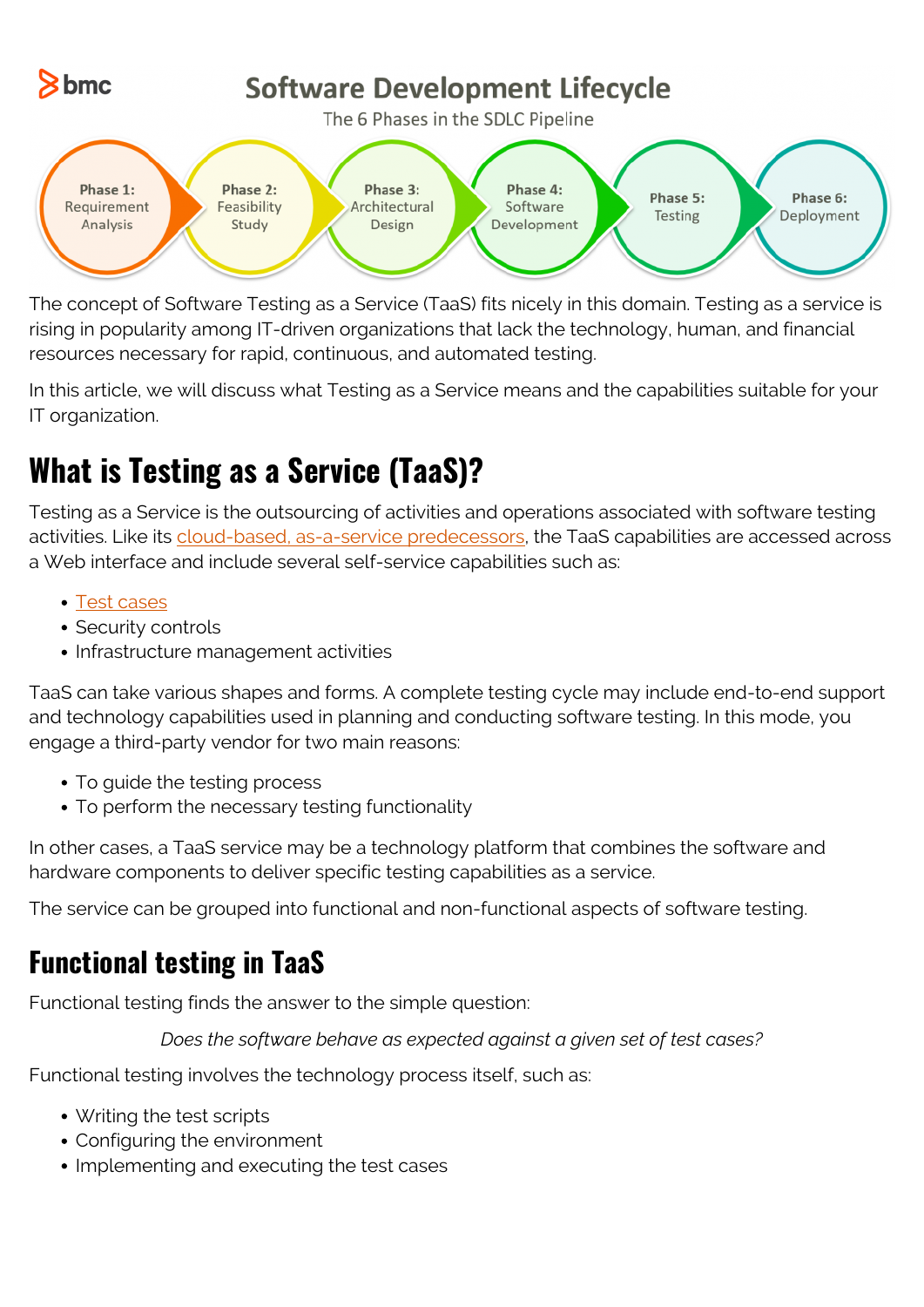**Software Development Lifecycle**

The 6 Phases in the SDLC Pipeline

- **Phase 1:** Requirement Analysis
- **Phase 2:** Feasibility Study
- **Phase 3:** Architectural Design
- **Phase 4:** Software Development
- **Phase 5:** Testing
- **Phase 6:** Deployment

The concept of Software Testing as a Service (TaaS) fits nicely in this domain. Testing as a service is rising in popularity among IT-driven organizations that lack the technology, human, and financial resources necessary for rapid, continuous, and automated testing.

In this article, we will discuss what Testing as a Service means and the capabilities suitable for your IT organization.

# What is Testing as a Service (TaaS)?

Testing as a Service is the outsourcing of activities and operations associated with software testing activities. Like its cloud-based, as-a-service predecessors, the TaaS capabilities are accessed across a Web interface and include several self-service capabilities such as:

- Test cases
- Security controls
- Infrastructure management activities

TaaS can take various shapes and forms. A complete testing cycle may include end-to-end support and technology capabilities used in planning and conducting software testing. In this mode, you engage a third-party vendor for two main reasons:

- To guide the testing process
- To perform the necessary testing functionality

In other cases, a TaaS service may be a technology platform that combines the software and hardware components to deliver specific testing capabilities as a service.

The service can be grouped into functional and non-functional aspects of software testing.

## Functional testing in TaaS

Functional testing finds the answer to the simple question:

*Does the software behave as expected against a given set of test cases?*

Functional testing involves the technology process itself, such as:

- Writing the test scripts
- Configuring the environment
- Implementing and executing the test cases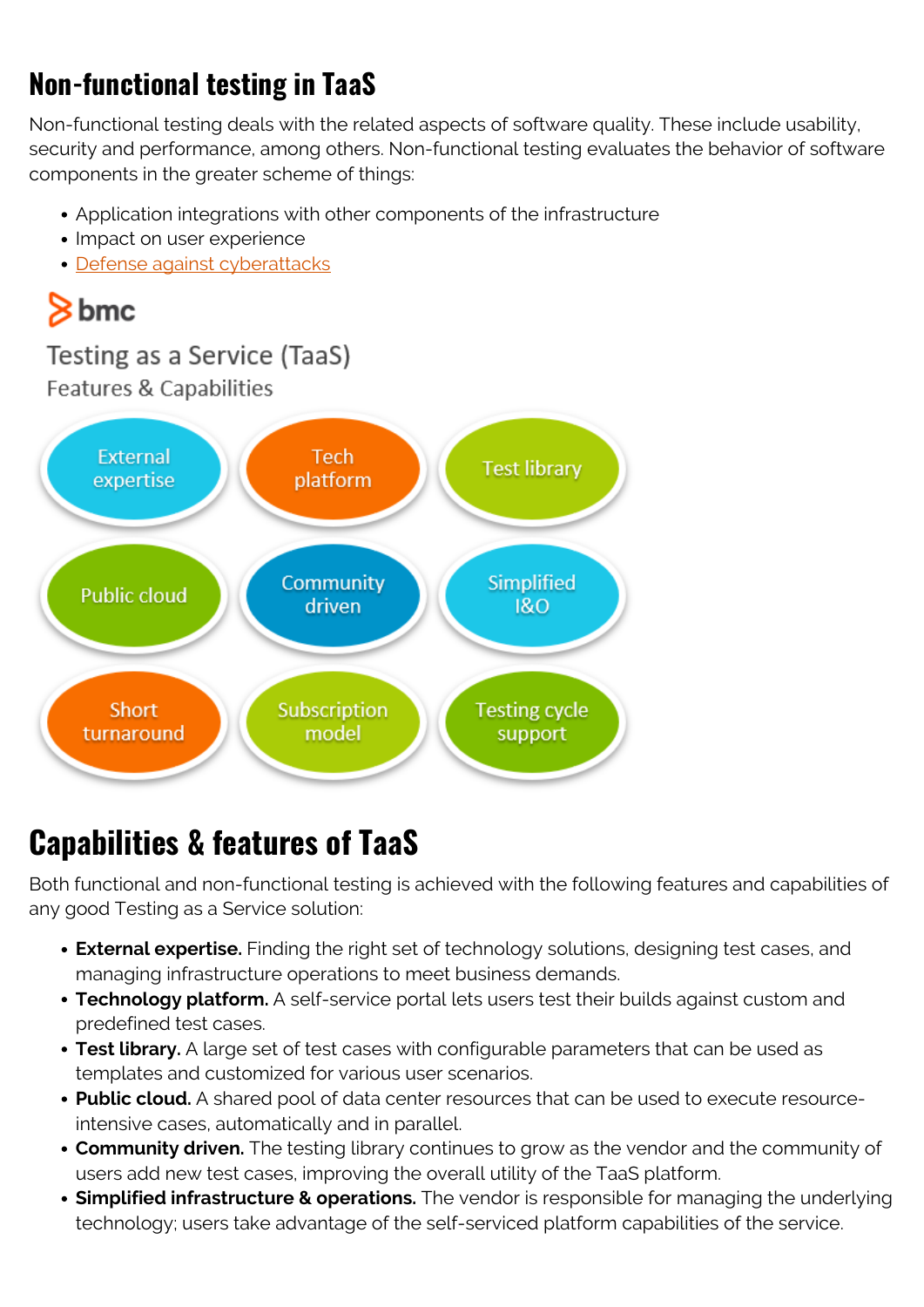## Non-functional testing in TaaS

Non-functional testing deals with the related aspects of software quality. These include usability, security and performance, among others. Non-functional testing evaluates the behavior of software components in the greater scheme of things:

- Application integrations with other components of the infrastructure
- Impact on user experience
- Defense against cyberattacks

bmc

Testing as a Service (TaaS)
Features & Capabilities

External expertise | Tech platform | Test library
Public cloud | Community driven | Simplified I&O
Short turnaround | Subscription model | Testing cycle support

## Capabilities & features of TaaS

Both functional and non-functional testing is achieved with the following features and capabilities of any good Testing as a Service solution:

- **External expertise.** Finding the right set of technology solutions, designing test cases, and managing infrastructure operations to meet business demands.
- **Technology platform.** A self-service portal lets users test their builds against custom and predefined test cases.
- **Test library.** A large set of test cases with configurable parameters that can be used as templates and customized for various user scenarios.
- **Public cloud.** A shared pool of data center resources that can be used to execute resource-intensive cases, automatically and in parallel.
- **Community driven.** The testing library continues to grow as the vendor and the community of users add new test cases, improving the overall utility of the TaaS platform.
- **Simplified infrastructure & operations.** The vendor is responsible for managing the underlying technology; users take advantage of the self-serviced platform capabilities of the service.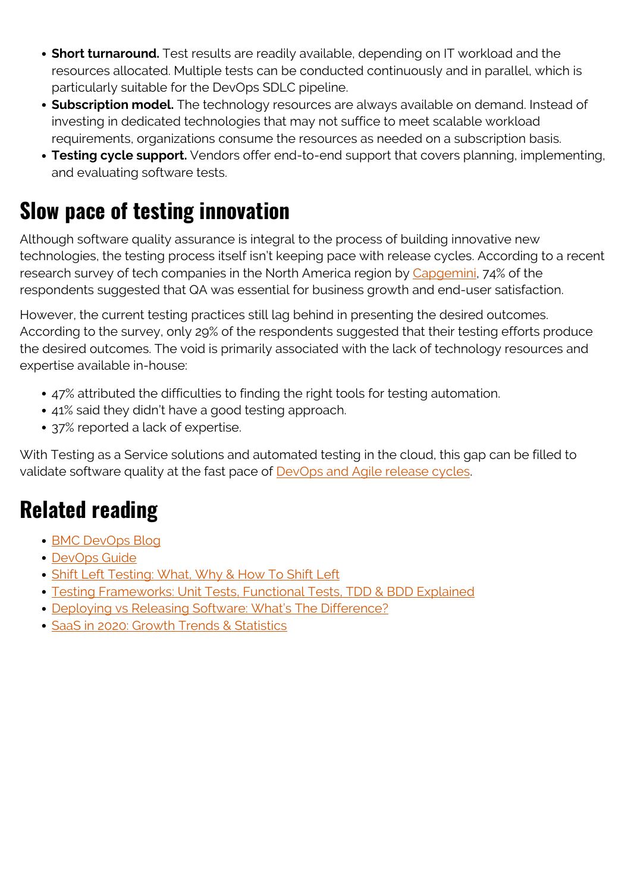- **Short turnaround.** Test results are readily available, depending on IT workload and the resources allocated. Multiple tests can be conducted continuously and in parallel, which is particularly suitable for the DevOps SDLC pipeline.
- **Subscription model.** The technology resources are always available on demand. Instead of investing in dedicated technologies that may not suffice to meet scalable workload requirements, organizations consume the resources as needed on a subscription basis.
- **Testing cycle support.** Vendors offer end-to-end support that covers planning, implementing, and evaluating software tests.

## Slow pace of testing innovation

Although software quality assurance is integral to the process of building innovative new technologies, the testing process itself isn't keeping pace with release cycles. According to a recent research survey of tech companies in the North America region by Capgemini, 74% of the respondents suggested that QA was essential for business growth and end-user satisfaction.

However, the current testing practices still lag behind in presenting the desired outcomes. According to the survey, only 29% of the respondents suggested that their testing efforts produce the desired outcomes. The void is primarily associated with the lack of technology resources and expertise available in-house:

- 47% attributed the difficulties to finding the right tools for testing automation.
- 41% said they didn't have a good testing approach.
- 37% reported a lack of expertise.

With Testing as a Service solutions and automated testing in the cloud, this gap can be filled to validate software quality at the fast pace of DevOps and Agile release cycles.

## Related reading

- BMC DevOps Blog
- DevOps Guide
- Shift Left Testing: What, Why & How To Shift Left
- Testing Frameworks: Unit Tests, Functional Tests, TDD & BDD Explained
- Deploying vs Releasing Software: What's The Difference?
- SaaS in 2020: Growth Trends & Statistics